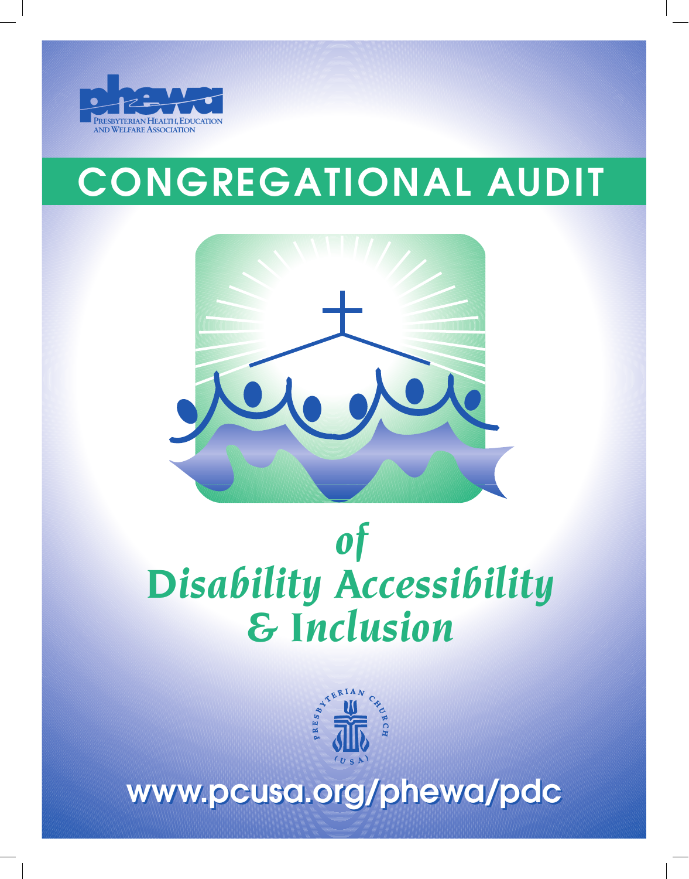phewa

PRESBYTERIAN HEALTH, EDUCATION AND WELFARE ASSOCIATION

# CONGREGATIONAL AUDIT

# *of Disability Accessibility & Inclusion*

PRESBYTERIAN CHURCH (U S A)

www.pcusa.org/phewa/pdc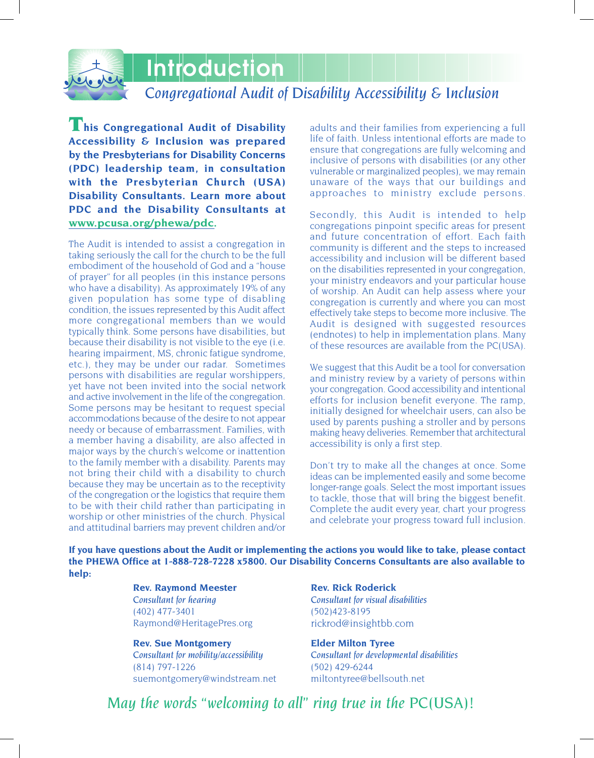# Introduction

## *Congregational Audit of Disability Accessibility & Inclusion*

**This Congregational Audit of Disability Accessibility & Inclusion was prepared by the Presbyterians for Disability Concerns (PDC) leadership team, in consultation with the Presbyterian Church (USA) Disability Consultants. Learn more about PDC and the Disability Consultants at www.pcusa.org/phewa/pdc.**

The Audit is intended to assist a congregation in taking seriously the call for the church to be the full embodiment of the household of God and a "house of prayer" for all peoples (in this instance persons who have a disability). As approximately 19% of any given population has some type of disabling condition, the issues represented by this Audit affect more congregational members than we would typically think. Some persons have disabilities, but because their disability is not visible to the eye (i.e. hearing impairment, MS, chronic fatigue syndrome, etc.), they may be under our radar. Sometimes persons with disabilities are regular worshippers, yet have not been invited into the social network and active involvement in the life of the congregation. Some persons may be hesitant to request special accommodations because of the desire to not appear needy or because of embarrassment. Families, with a member having a disability, are also affected in major ways by the church's welcome or inattention to the family member with a disability. Parents may not bring their child with a disability to church because they may be uncertain as to the receptivity of the congregation or the logistics that require them to be with their child rather than participating in worship or other ministries of the church. Physical and attitudinal barriers may prevent children and/or adults and their families from experiencing a full life of faith. Unless intentional efforts are made to ensure that congregations are fully welcoming and inclusive of persons with disabilities (or any other vulnerable or marginalized peoples), we may remain unaware of the ways that our buildings and approaches to ministry exclude persons.

Secondly, this Audit is intended to help congregations pinpoint specific areas for present and future concentration of effort. Each faith community is different and the steps to increased accessibility and inclusion will be different based on the disabilities represented in your congregation, your ministry endeavors and your particular house of worship. An Audit can help assess where your congregation is currently and where you can most effectively take steps to become more inclusive. The Audit is designed with suggested resources (endnotes) to help in implementation plans. Many of these resources are available from the PC(USA).

We suggest that this Audit be a tool for conversation and ministry review by a variety of persons within your congregation. Good accessibility and intentional efforts for inclusion benefit everyone. The ramp, initially designed for wheelchair users, can also be used by parents pushing a stroller and by persons making heavy deliveries. Remember that architectural accessibility is only a first step.

Don't try to make all the changes at once. Some ideas can be implemented easily and some become longer-range goals. Select the most important issues to tackle, those that will bring the biggest benefit. Complete the audit every year, chart your progress and celebrate your progress toward full inclusion.

**If you have questions about the Audit or implementing the actions you would like to take, please contact the PHEWA Office at 1-888-728-7228 x5800. Our Disability Concerns Consultants are also available to help:**

**Rev. Raymond Meester**
*Consultant for hearing*
(402) 477-3401
Raymond@HeritagePres.org

**Rev. Sue Montgomery**
*Consultant for mobility/accessibility*
(814) 797-1226
suemontgomery@windstream.net

**Rev. Rick Roderick**
*Consultant for visual disabilities*
(502)423-8195
rickrod@insightbb.com

**Elder Milton Tyree**
*Consultant for developmental disabilities*
(502) 429-6244
miltontyree@bellsouth.net

*May the words "welcoming to all" ring true in the PC(USA)!*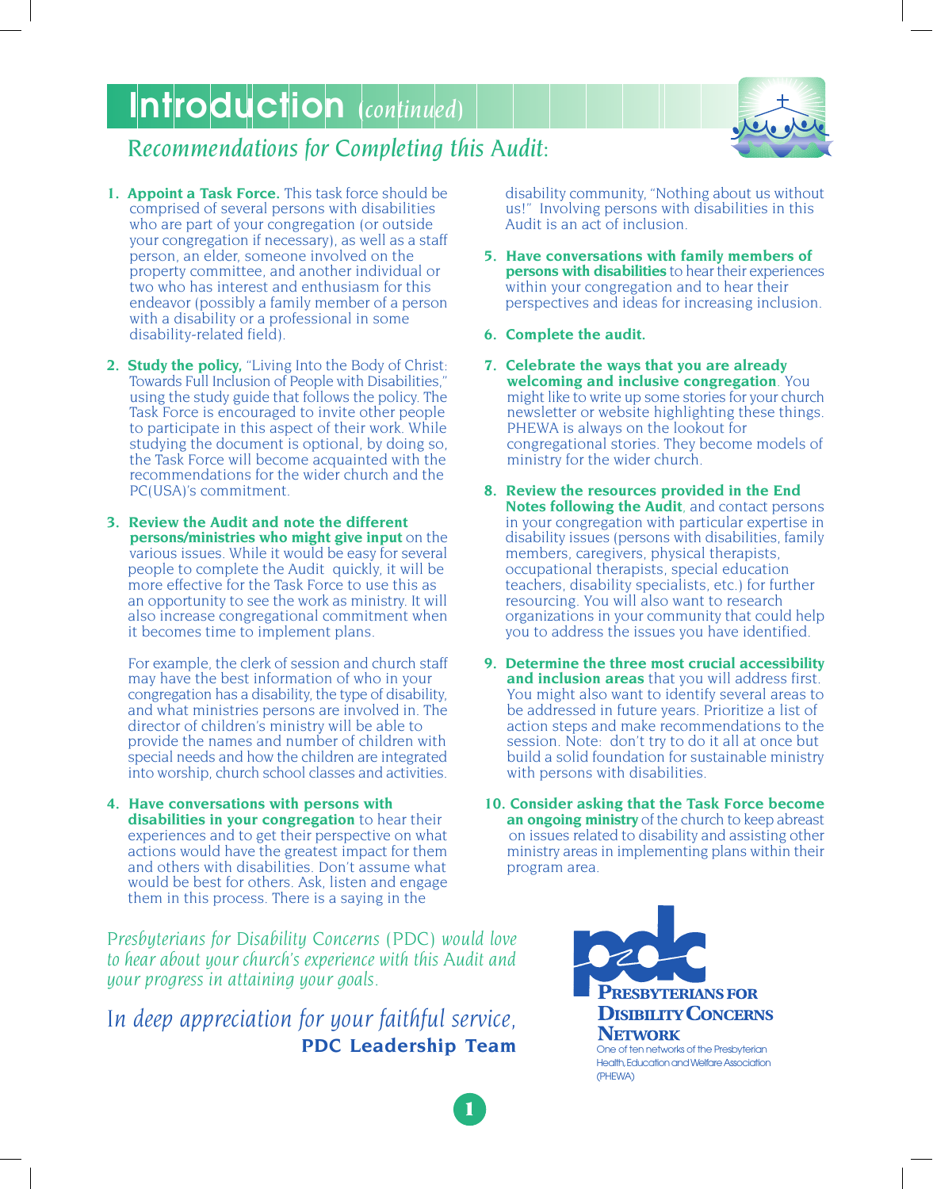# Introduction *(continued)*

## *Recommendations for Completing this Audit:*

1. **Appoint a Task Force.** This task force should be comprised of several persons with disabilities who are part of your congregation (or outside your congregation if necessary), as well as a staff person, an elder, someone involved on the property committee, and another individual or two who has interest and enthusiasm for this endeavor (possibly a family member of a person with a disability or a professional in some disability-related field).

2. **Study the policy,** "Living Into the Body of Christ: Towards Full Inclusion of People with Disabilities," using the study guide that follows the policy. The Task Force is encouraged to invite other people to participate in this aspect of their work. While studying the document is optional, by doing so, the Task Force will become acquainted with the recommendations for the wider church and the PC(USA)'s commitment.

3. **Review the Audit and note the different persons/ministries who might give input** on the various issues. While it would be easy for several people to complete the Audit quickly, it will be more effective for the Task Force to use this as an opportunity to see the work as ministry. It will also increase congregational commitment when it becomes time to implement plans.

   For example, the clerk of session and church staff may have the best information of who in your congregation has a disability, the type of disability, and what ministries persons are involved in. The director of children's ministry will be able to provide the names and number of children with special needs and how the children are integrated into worship, church school classes and activities.

4. **Have conversations with persons with disabilities in your congregation** to hear their experiences and to get their perspective on what actions would have the greatest impact for them and others with disabilities. Don't assume what would be best for others. Ask, listen and engage them in this process. There is a saying in the disability community, "Nothing about us without us!" Involving persons with disabilities in this Audit is an act of inclusion.

5. **Have conversations with family members of persons with disabilities** to hear their experiences within your congregation and to hear their perspectives and ideas for increasing inclusion.

6. **Complete the audit.**

7. **Celebrate the ways that you are already welcoming and inclusive congregation**. You might like to write up some stories for your church newsletter or website highlighting these things. PHEWA is always on the lookout for congregational stories. They become models of ministry for the wider church.

8. **Review the resources provided in the End Notes following the Audit**, and contact persons in your congregation with particular expertise in disability issues (persons with disabilities, family members, caregivers, physical therapists, occupational therapists, special education teachers, disability specialists, etc.) for further resourcing. You will also want to research organizations in your community that could help you to address the issues you have identified.

9. **Determine the three most crucial accessibility and inclusion areas** that you will address first. You might also want to identify several areas to be addressed in future years. Prioritize a list of action steps and make recommendations to the session. Note: don't try to do it all at once but build a solid foundation for sustainable ministry with persons with disabilities.

10. **Consider asking that the Task Force become an ongoing ministry** of the church to keep abreast on issues related to disability and assisting other ministry areas in implementing plans within their program area.

*Presbyterians for Disability Concerns (PDC) would love to hear about your church's experience with this Audit and your progress in attaining your goals.*

*In deep appreciation for your faithful service,*
**PDC Leadership Team**

**Presbyterians for Disibility Concerns Network**
One of ten networks of the Presbyterian Health, Education and Welfare Association (PHEWA)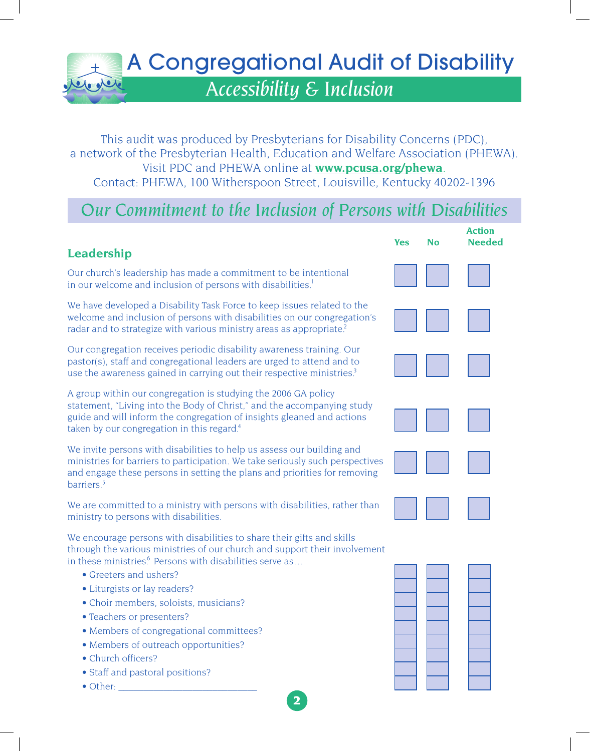# A Congregational Audit of Disability

## *Accessibility & Inclusion*

This audit was produced by Presbyterians for Disability Concerns (PDC), a network of the Presbyterian Health, Education and Welfare Association (PHEWA). Visit PDC and PHEWA online at **www.pcusa.org/phewa**.
Contact: PHEWA, 100 Witherspoon Street, Louisville, Kentucky 40202-1396

## *Our Commitment to the Inclusion of Persons with Disabilities*

### Leadership

| | Yes | No | Action Needed |
|---|---|---|---|
| Our church's leadership has made a commitment to be intentional in our welcome and inclusion of persons with disabilities.[1] | ☐ | ☐ | ☐ |
| We have developed a Disability Task Force to keep issues related to the welcome and inclusion of persons with disabilities on our congregation's radar and to strategize with various ministry areas as appropriate.[2] | ☐ | ☐ | ☐ |
| Our congregation receives periodic disability awareness training. Our pastor(s), staff and congregational leaders are urged to attend and to use the awareness gained in carrying out their respective ministries.[3] | ☐ | ☐ | ☐ |
| A group within our congregation is studying the 2006 GA policy statement, "Living into the Body of Christ," and the accompanying study guide and will inform the congregation of insights gleaned and actions taken by our congregation in this regard.[4] | ☐ | ☐ | ☐ |
| We invite persons with disabilities to help us assess our building and ministries for barriers to participation. We take seriously such perspectives and engage these persons in setting the plans and priorities for removing barriers.[5] | ☐ | ☐ | ☐ |
| We are committed to a ministry with persons with disabilities, rather than ministry to persons with disabilities. | ☐ | ☐ | ☐ |
| We encourage persons with disabilities to share their gifts and skills through the various ministries of our church and support their involvement in these ministries.[6] Persons with disabilities serve as… | | | |
| • Greeters and ushers? | ☐ | ☐ | ☐ |
| • Liturgists or lay readers? | ☐ | ☐ | ☐ |
| • Choir members, soloists, musicians? | ☐ | ☐ | ☐ |
| • Teachers or presenters? | ☐ | ☐ | ☐ |
| • Members of congregational committees? | ☐ | ☐ | ☐ |
| • Members of outreach opportunities? | ☐ | ☐ | ☐ |
| • Church officers? | ☐ | ☐ | ☐ |
| • Staff and pastoral positions? | ☐ | ☐ | ☐ |
| • Other: ______________________________ | ☐ | ☐ | ☐ |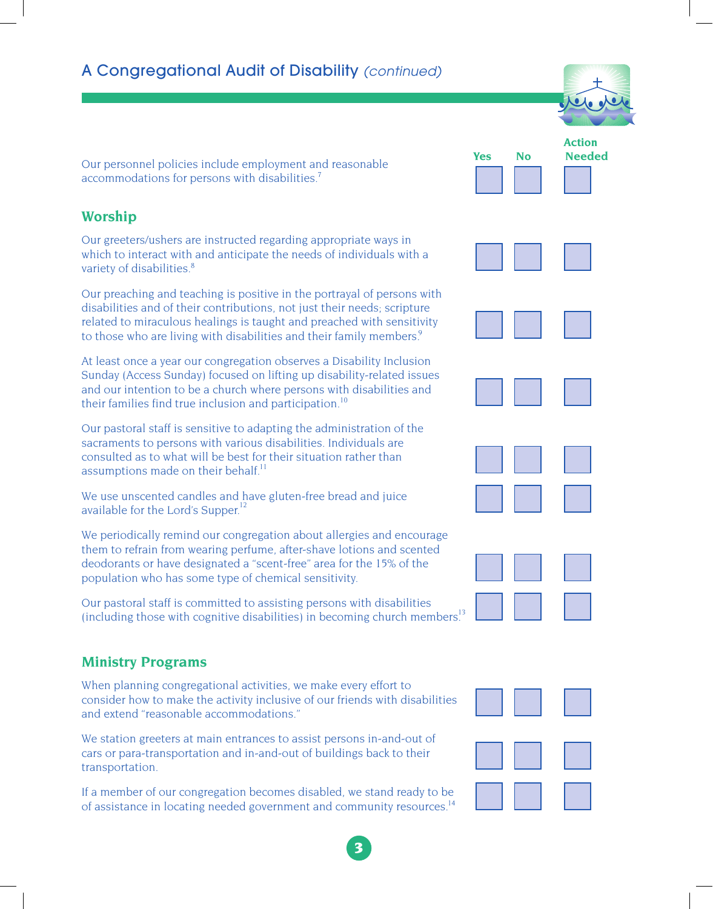## A Congregational Audit of Disability *(continued)*

| | Yes | No | Action Needed |
|---|---|---|---|
| Our personnel policies include employment and reasonable accommodations for persons with disabilities.[7] | ☐ | ☐ | ☐ |

### Worship

| | Yes | No | Action Needed |
|---|---|---|---|
| Our greeters/ushers are instructed regarding appropriate ways in which to interact with and anticipate the needs of individuals with a variety of disabilities.[8] | ☐ | ☐ | ☐ |
| Our preaching and teaching is positive in the portrayal of persons with disabilities and of their contributions, not just their needs; scripture related to miraculous healings is taught and preached with sensitivity to those who are living with disabilities and their family members.[9] | ☐ | ☐ | ☐ |
| At least once a year our congregation observes a Disability Inclusion Sunday (Access Sunday) focused on lifting up disability-related issues and our intention to be a church where persons with disabilities and their families find true inclusion and participation.[10] | ☐ | ☐ | ☐ |
| Our pastoral staff is sensitive to adapting the administration of the sacraments to persons with various disabilities. Individuals are consulted as to what will be best for their situation rather than assumptions made on their behalf.[11] | ☐ | ☐ | ☐ |
| We use unscented candles and have gluten-free bread and juice available for the Lord's Supper.[12] | ☐ | ☐ | ☐ |
| We periodically remind our congregation about allergies and encourage them to refrain from wearing perfume, after-shave lotions and scented deodorants or have designated a "scent-free" area for the 15% of the population who has some type of chemical sensitivity. | ☐ | ☐ | ☐ |
| Our pastoral staff is committed to assisting persons with disabilities (including those with cognitive disabilities) in becoming church members.[13] | ☐ | ☐ | ☐ |

### Ministry Programs

| | Yes | No | Action Needed |
|---|---|---|---|
| When planning congregational activities, we make every effort to consider how to make the activity inclusive of our friends with disabilities and extend "reasonable accommodations." | ☐ | ☐ | ☐ |
| We station greeters at main entrances to assist persons in-and-out of cars or para-transportation and in-and-out of buildings back to their transportation. | ☐ | ☐ | ☐ |
| If a member of our congregation becomes disabled, we stand ready to be of assistance in locating needed government and community resources.[14] | ☐ | ☐ | ☐ |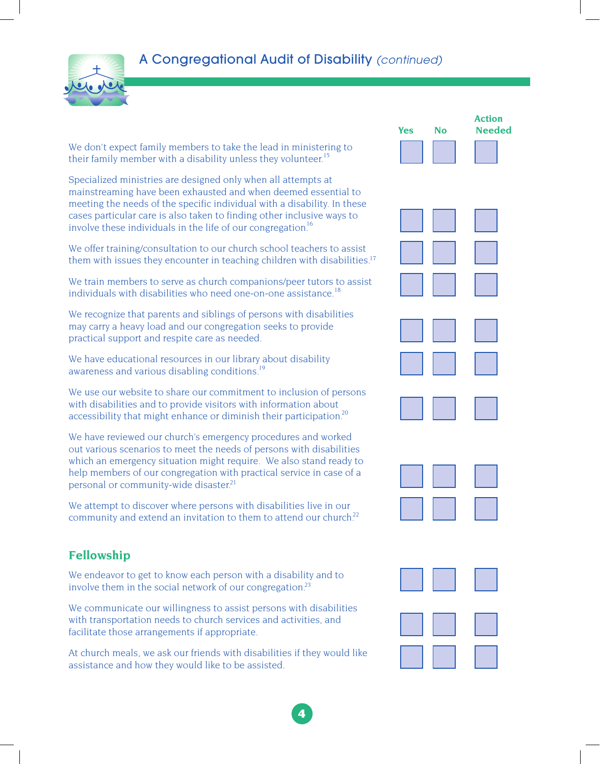## A Congregational Audit of Disability *(continued)*

| | Yes | No | Action Needed |
|---|---|---|---|
| We don't expect family members to take the lead in ministering to their family member with a disability unless they volunteer.[15] | ☐ | ☐ | ☐ |
| Specialized ministries are designed only when all attempts at mainstreaming have been exhausted and when deemed essential to meeting the needs of the specific individual with a disability. In these cases particular care is also taken to finding other inclusive ways to involve these individuals in the life of our congregation.[16] | ☐ | ☐ | ☐ |
| We offer training/consultation to our church school teachers to assist them with issues they encounter in teaching children with disabilities.[17] | ☐ | ☐ | ☐ |
| We train members to serve as church companions/peer tutors to assist individuals with disabilities who need one-on-one assistance.[18] | ☐ | ☐ | ☐ |
| We recognize that parents and siblings of persons with disabilities may carry a heavy load and our congregation seeks to provide practical support and respite care as needed. | ☐ | ☐ | ☐ |
| We have educational resources in our library about disability awareness and various disabling conditions.[19] | ☐ | ☐ | ☐ |
| We use our website to share our commitment to inclusion of persons with disabilities and to provide visitors with information about accessibility that might enhance or diminish their participation.[20] | ☐ | ☐ | ☐ |
| We have reviewed our church's emergency procedures and worked out various scenarios to meet the needs of persons with disabilities which an emergency situation might require. We also stand ready to help members of our congregation with practical service in case of a personal or community-wide disaster.[21] | ☐ | ☐ | ☐ |
| We attempt to discover where persons with disabilities live in our community and extend an invitation to them to attend our church.[22] | ☐ | ☐ | ☐ |

### Fellowship

| | Yes | No | Action Needed |
|---|---|---|---|
| We endeavor to get to know each person with a disability and to involve them in the social network of our congregation.[23] | ☐ | ☐ | ☐ |
| We communicate our willingness to assist persons with disabilities with transportation needs to church services and activities, and facilitate those arrangements if appropriate. | ☐ | ☐ | ☐ |
| At church meals, we ask our friends with disabilities if they would like assistance and how they would like to be assisted. | ☐ | ☐ | ☐ |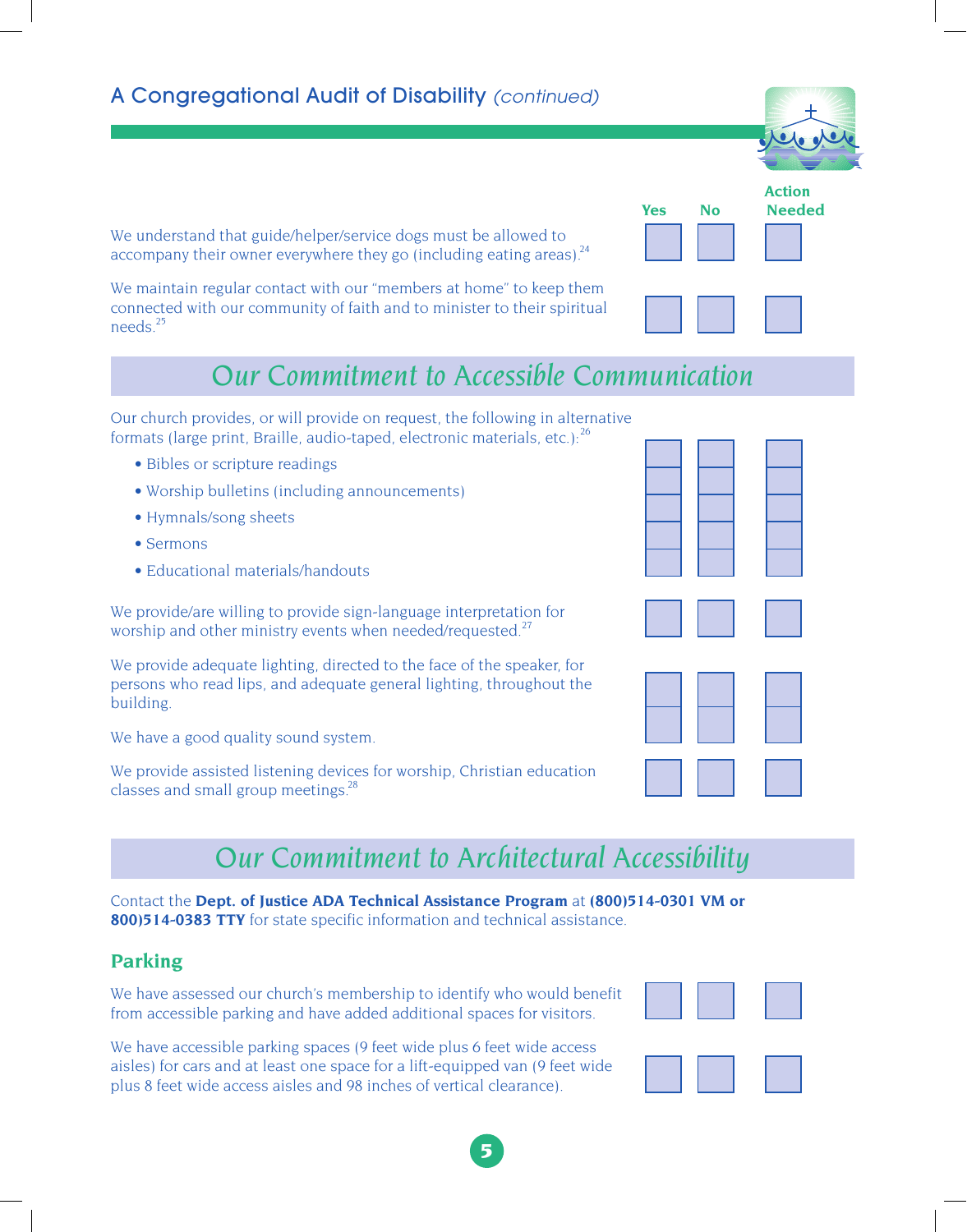| | Yes | No | Action Needed |
|---|---|---|---|
| We understand that guide/helper/service dogs must be allowed to accompany their owner everywhere they go (including eating areas).[24] | ☐ | ☐ | ☐ |
| We maintain regular contact with our "members at home" to keep them connected with our community of faith and to minister to their spiritual needs.[25] | ☐ | ☐ | ☐ |

## Our Commitment to Accessible Communication

| | Yes | No | Action Needed |
|---|---|---|---|
| Our church provides, or will provide on request, the following in alternative formats (large print, Braille, audio-taped, electronic materials, etc.):[26] | | | |
| • Bibles or scripture readings | ☐ | ☐ | ☐ |
| • Worship bulletins (including announcements) | ☐ | ☐ | ☐ |
| • Hymnals/song sheets | ☐ | ☐ | ☐ |
| • Sermons | ☐ | ☐ | ☐ |
| • Educational materials/handouts | ☐ | ☐ | ☐ |
| We provide/are willing to provide sign-language interpretation for worship and other ministry events when needed/requested.[27] | ☐ | ☐ | ☐ |
| We provide adequate lighting, directed to the face of the speaker, for persons who read lips, and adequate general lighting, throughout the building. | ☐ | ☐ | ☐ |
| We have a good quality sound system. | ☐ | ☐ | ☐ |
| We provide assisted listening devices for worship, Christian education classes and small group meetings.[28] | ☐ | ☐ | ☐ |

## Our Commitment to Architectural Accessibility

Contact the **Dept. of Justice ADA Technical Assistance Program** at **(800)514-0301 VM or 800)514-0383 TTY** for state specific information and technical assistance.

### Parking

| | Yes | No | Action Needed |
|---|---|---|---|
| We have assessed our church's membership to identify who would benefit from accessible parking and have added additional spaces for visitors. | ☐ | ☐ | ☐ |
| We have accessible parking spaces (9 feet wide plus 6 feet wide access aisles) for cars and at least one space for a lift-equipped van (9 feet wide plus 8 feet wide access aisles and 98 inches of vertical clearance). | ☐ | ☐ | ☐ |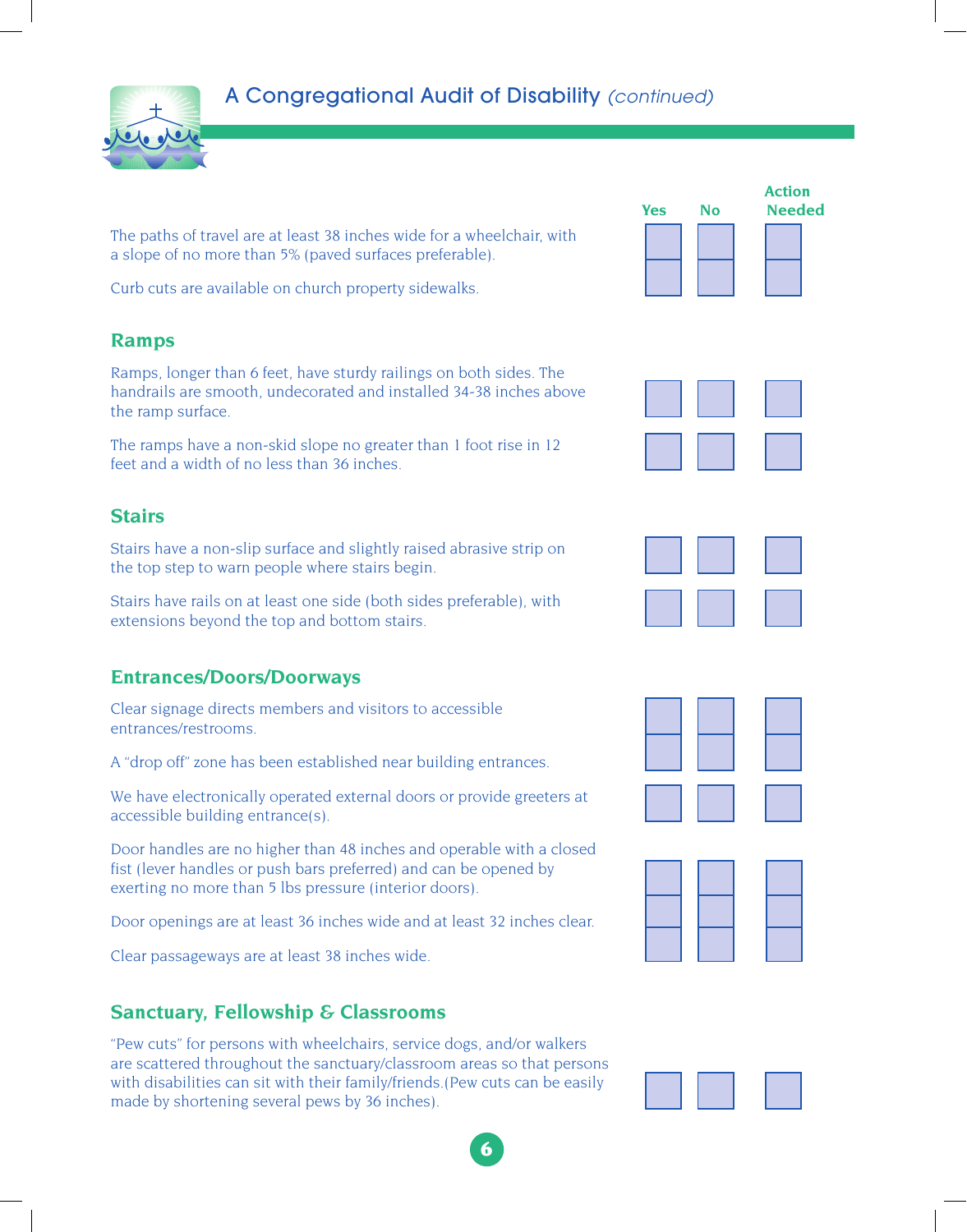# A Congregational Audit of Disability *(continued)*

| | Yes | No | Action Needed |
|---|---|---|---|
| The paths of travel are at least 38 inches wide for a wheelchair, with a slope of no more than 5% (paved surfaces preferable). | ☐ | ☐ | ☐ |
| Curb cuts are available on church property sidewalks. | ☐ | ☐ | ☐ |

## Ramps

| | Yes | No | Action Needed |
|---|---|---|---|
| Ramps, longer than 6 feet, have sturdy railings on both sides. The handrails are smooth, undecorated and installed 34-38 inches above the ramp surface. | ☐ | ☐ | ☐ |
| The ramps have a non-skid slope no greater than 1 foot rise in 12 feet and a width of no less than 36 inches. | ☐ | ☐ | ☐ |

## Stairs

| | Yes | No | Action Needed |
|---|---|---|---|
| Stairs have a non-slip surface and slightly raised abrasive strip on the top step to warn people where stairs begin. | ☐ | ☐ | ☐ |
| Stairs have rails on at least one side (both sides preferable), with extensions beyond the top and bottom stairs. | ☐ | ☐ | ☐ |

## Entrances/Doors/Doorways

| | Yes | No | Action Needed |
|---|---|---|---|
| Clear signage directs members and visitors to accessible entrances/restrooms. | ☐ | ☐ | ☐ |
| A "drop off" zone has been established near building entrances. | ☐ | ☐ | ☐ |
| We have electronically operated external doors or provide greeters at accessible building entrance(s). | ☐ | ☐ | ☐ |
| Door handles are no higher than 48 inches and operable with a closed fist (lever handles or push bars preferred) and can be opened by exerting no more than 5 lbs pressure (interior doors). | ☐ | ☐ | ☐ |
| Door openings are at least 36 inches wide and at least 32 inches clear. | ☐ | ☐ | ☐ |
| Clear passageways are at least 38 inches wide. | ☐ | ☐ | ☐ |

## Sanctuary, Fellowship & Classrooms

| | Yes | No | Action Needed |
|---|---|---|---|
| "Pew cuts" for persons with wheelchairs, service dogs, and/or walkers are scattered throughout the sanctuary/classroom areas so that persons with disabilities can sit with their family/friends.(Pew cuts can be easily made by shortening several pews by 36 inches). | ☐ | ☐ | ☐ |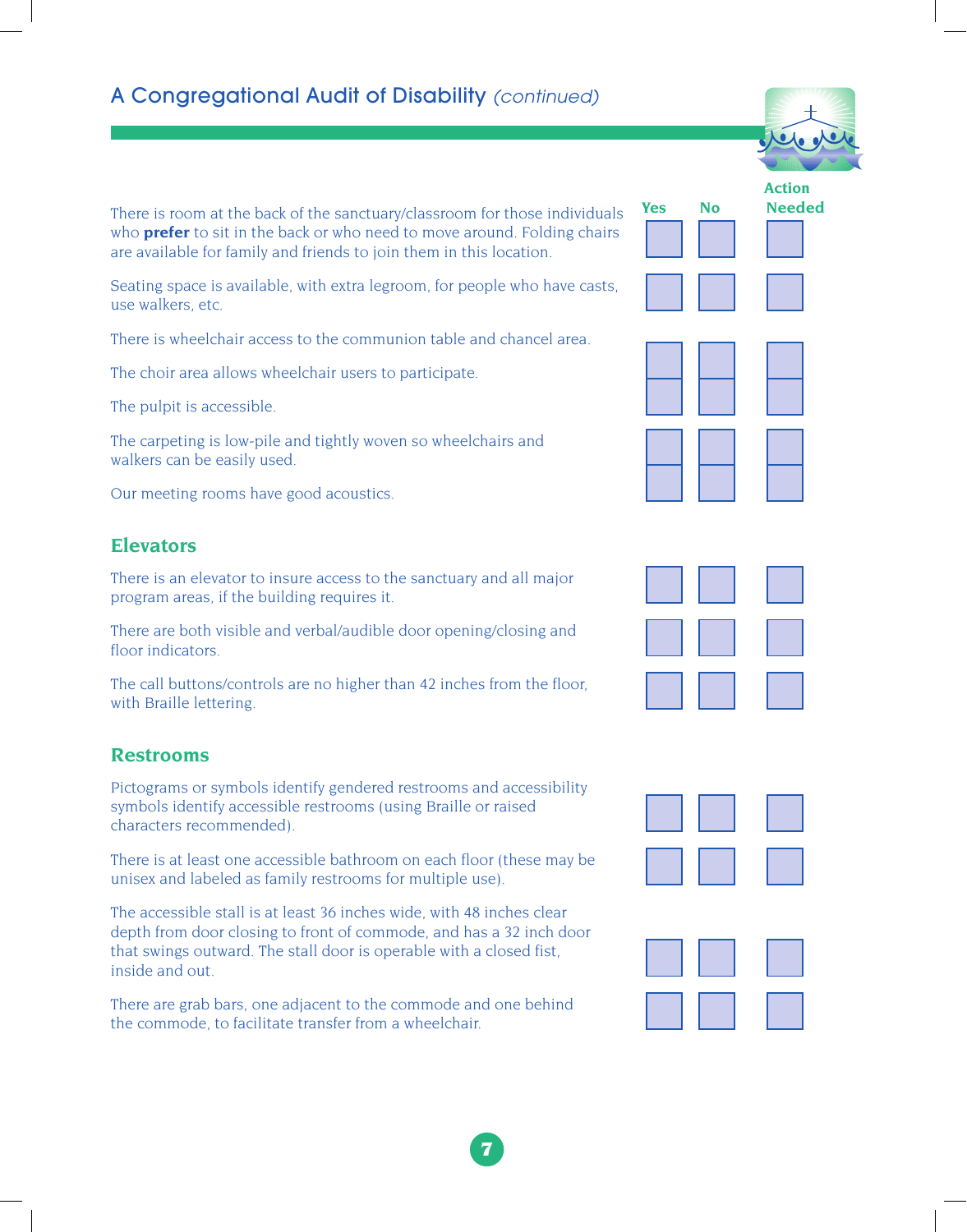## A Congregational Audit of Disability *(continued)*

| | Yes | No | Action Needed |
|---|---|---|---|
| There is room at the back of the sanctuary/classroom for those individuals who **prefer** to sit in the back or who need to move around. Folding chairs are available for family and friends to join them in this location. | ☐ | ☐ | ☐ |
| Seating space is available, with extra legroom, for people who have casts, use walkers, etc. | ☐ | ☐ | ☐ |
| There is wheelchair access to the communion table and chancel area. | ☐ | ☐ | ☐ |
| The choir area allows wheelchair users to participate. | ☐ | ☐ | ☐ |
| The pulpit is accessible. | ☐ | ☐ | ☐ |
| The carpeting is low-pile and tightly woven so wheelchairs and walkers can be easily used. | ☐ | ☐ | ☐ |
| Our meeting rooms have good acoustics. | ☐ | ☐ | ☐ |

### Elevators

| | Yes | No | Action Needed |
|---|---|---|---|
| There is an elevator to insure access to the sanctuary and all major program areas, if the building requires it. | ☐ | ☐ | ☐ |
| There are both visible and verbal/audible door opening/closing and floor indicators. | ☐ | ☐ | ☐ |
| The call buttons/controls are no higher than 42 inches from the floor, with Braille lettering. | ☐ | ☐ | ☐ |

### Restrooms

| | Yes | No | Action Needed |
|---|---|---|---|
| Pictograms or symbols identify gendered restrooms and accessibility symbols identify accessible restrooms (using Braille or raised characters recommended). | ☐ | ☐ | ☐ |
| There is at least one accessible bathroom on each floor (these may be unisex and labeled as family restrooms for multiple use). | ☐ | ☐ | ☐ |
| The accessible stall is at least 36 inches wide, with 48 inches clear depth from door closing to front of commode, and has a 32 inch door that swings outward. The stall door is operable with a closed fist, inside and out. | ☐ | ☐ | ☐ |
| There are grab bars, one adjacent to the commode and one behind the commode, to facilitate transfer from a wheelchair. | ☐ | ☐ | ☐ |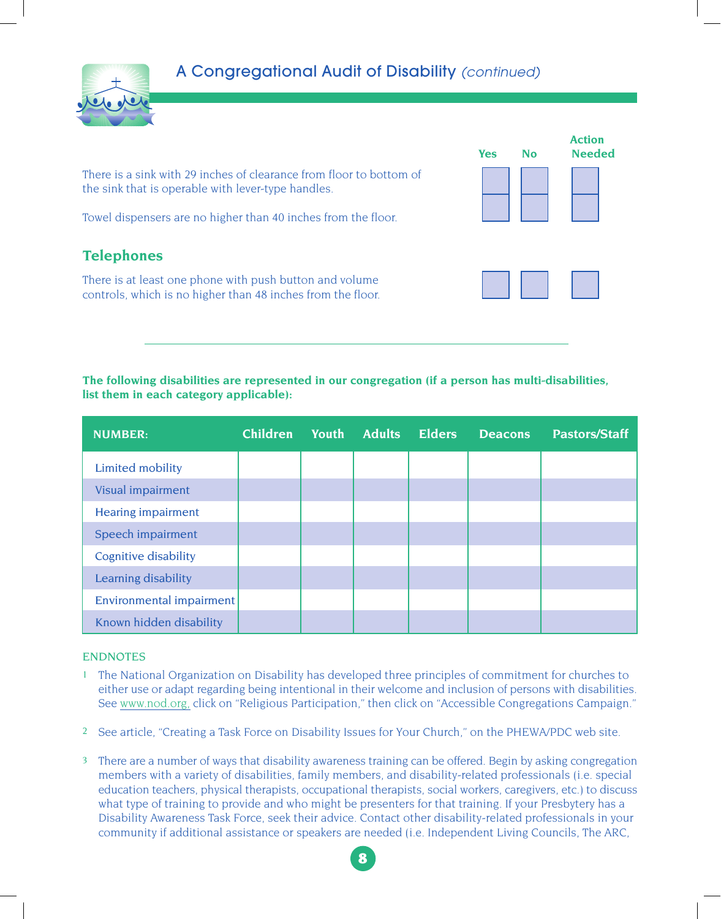## A Congregational Audit of Disability *(continued)*

| | Yes | No | Action Needed |
|---|---|---|---|
| There is a sink with 29 inches of clearance from floor to bottom of the sink that is operable with lever-type handles. | | | |
| Towel dispensers are no higher than 40 inches from the floor. | | | |

### Telephones

| | Yes | No | Action Needed |
|---|---|---|---|
| There is at least one phone with push button and volume controls, which is no higher than 48 inches from the floor. | | | |

---

**The following disabilities are represented in our congregation (if a person has multi-disabilities, list them in each category applicable):**

| NUMBER: | Children | Youth | Adults | Elders | Deacons | Pastors/Staff |
|---|---|---|---|---|---|---|
| Limited mobility | | | | | | |
| Visual impairment | | | | | | |
| Hearing impairment | | | | | | |
| Speech impairment | | | | | | |
| Cognitive disability | | | | | | |
| Learning disability | | | | | | |
| Environmental impairment | | | | | | |
| Known hidden disability | | | | | | |

ENDNOTES

1. The National Organization on Disability has developed three principles of commitment for churches to either use or adapt regarding being intentional in their welcome and inclusion of persons with disabilities. See www.nod.org, click on “Religious Participation,” then click on “Accessible Congregations Campaign.”

2. See article, “Creating a Task Force on Disability Issues for Your Church,” on the PHEWA/PDC web site.

3. There are a number of ways that disability awareness training can be offered. Begin by asking congregation members with a variety of disabilities, family members, and disability-related professionals (i.e. special education teachers, physical therapists, occupational therapists, social workers, caregivers, etc.) to discuss what type of training to provide and who might be presenters for that training. If your Presbytery has a Disability Awareness Task Force, seek their advice. Contact other disability-related professionals in your community if additional assistance or speakers are needed (i.e. Independent Living Councils, The ARC,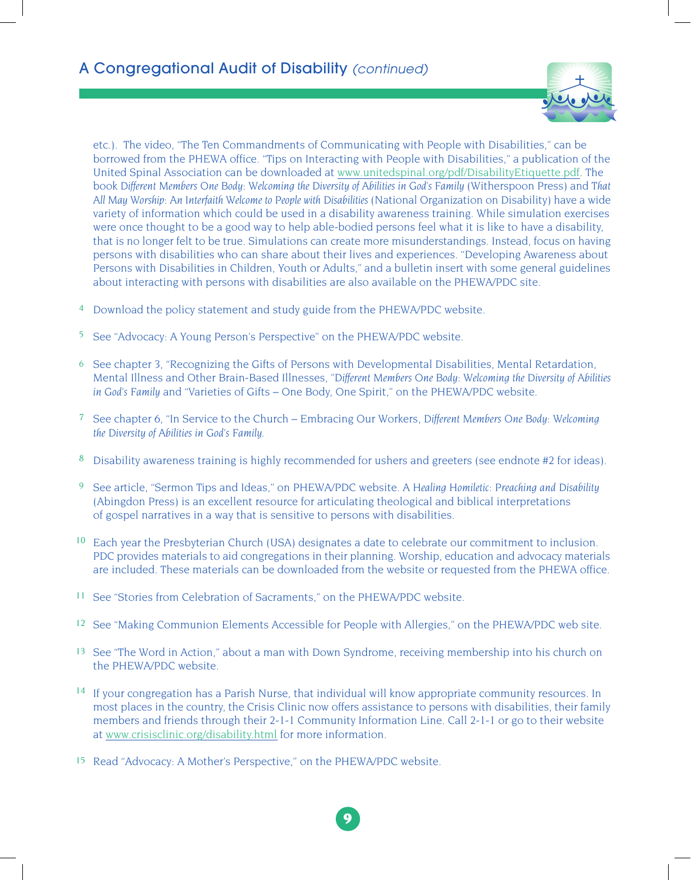etc.). The video, "The Ten Commandments of Communicating with People with Disabilities," can be borrowed from the PHEWA office. "Tips on Interacting with People with Disabilities," a publication of the United Spinal Association can be downloaded at www.unitedspinal.org/pdf/DisabilityEtiquette.pdf. The book *Different Members One Body: Welcoming the Diversity of Abilities in God's Family* (Witherspoon Press) and *That All May Worship: An Interfaith Welcome to People with Disabilities* (National Organization on Disability) have a wide variety of information which could be used in a disability awareness training. While simulation exercises were once thought to be a good way to help able-bodied persons feel what it is like to have a disability, that is no longer felt to be true. Simulations can create more misunderstandings. Instead, focus on having persons with disabilities who can share about their lives and experiences. "Developing Awareness about Persons with Disabilities in Children, Youth or Adults," and a bulletin insert with some general guidelines about interacting with persons with disabilities are also available on the PHEWA/PDC site.

[4] Download the policy statement and study guide from the PHEWA/PDC website.

[5] See "Advocacy: A Young Person's Perspective" on the PHEWA/PDC website.

[6] See chapter 3, "Recognizing the Gifts of Persons with Developmental Disabilities, Mental Retardation, Mental Illness and Other Brain-Based Illnesses, "*Different Members One Body: Welcoming the Diversity of Abilities in God's Family* and "Varieties of Gifts – One Body, One Spirit," on the PHEWA/PDC website.

[7] See chapter 6, "In Service to the Church – Embracing Our Workers, *Different Members One Body: Welcoming the Diversity of Abilities in God's Family.*

[8] Disability awareness training is highly recommended for ushers and greeters (see endnote #2 for ideas).

[9] See article, "Sermon Tips and Ideas," on PHEWA/PDC website. *A Healing Homiletic: Preaching and Disability* (Abingdon Press) is an excellent resource for articulating theological and biblical interpretations of gospel narratives in a way that is sensitive to persons with disabilities.

[10] Each year the Presbyterian Church (USA) designates a date to celebrate our commitment to inclusion. PDC provides materials to aid congregations in their planning. Worship, education and advocacy materials are included. These materials can be downloaded from the website or requested from the PHEWA office.

[11] See "Stories from Celebration of Sacraments," on the PHEWA/PDC website.

[12] See "Making Communion Elements Accessible for People with Allergies," on the PHEWA/PDC web site.

[13] See "The Word in Action," about a man with Down Syndrome, receiving membership into his church on the PHEWA/PDC website.

[14] If your congregation has a Parish Nurse, that individual will know appropriate community resources. In most places in the country, the Crisis Clinic now offers assistance to persons with disabilities, their family members and friends through their 2-1-1 Community Information Line. Call 2-1-1 or go to their website at www.crisisclinic.org/disability.html for more information.

[15] Read "Advocacy: A Mother's Perspective," on the PHEWA/PDC website.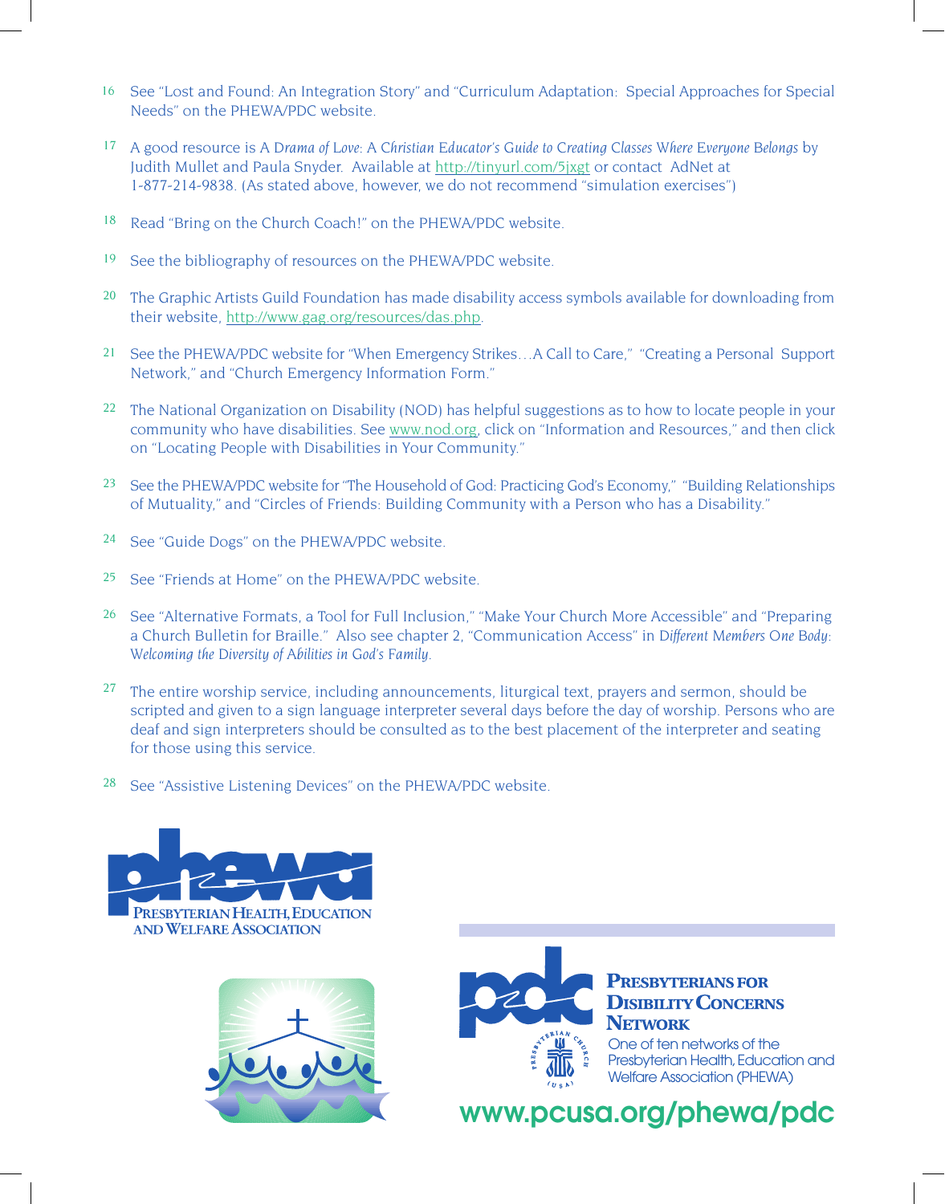16 See "Lost and Found: An Integration Story" and "Curriculum Adaptation: Special Approaches for Special Needs" on the PHEWA/PDC website.

17 A good resource is A *Drama of Love: A Christian Educator's Guide to Creating Classes Where Everyone Belongs* by Judith Mullet and Paula Snyder. Available at http://tinyurl.com/5jxgt or contact AdNet at 1-877-214-9838. (As stated above, however, we do not recommend "simulation exercises")

18 Read "Bring on the Church Coach!" on the PHEWA/PDC website.

19 See the bibliography of resources on the PHEWA/PDC website.

20 The Graphic Artists Guild Foundation has made disability access symbols available for downloading from their website, http://www.gag.org/resources/das.php.

21 See the PHEWA/PDC website for "When Emergency Strikes…A Call to Care," "Creating a Personal Support Network," and "Church Emergency Information Form."

22 The National Organization on Disability (NOD) has helpful suggestions as to how to locate people in your community who have disabilities. See www.nod.org, click on "Information and Resources," and then click on "Locating People with Disabilities in Your Community."

23 See the PHEWA/PDC website for "The Household of God: Practicing God's Economy," "Building Relationships of Mutuality," and "Circles of Friends: Building Community with a Person who has a Disability."

24 See "Guide Dogs" on the PHEWA/PDC website.

25 See "Friends at Home" on the PHEWA/PDC website.

26 See "Alternative Formats, a Tool for Full Inclusion," "Make Your Church More Accessible" and "Preparing a Church Bulletin for Braille." Also see chapter 2, "Communication Access" in *Different Members One Body: Welcoming the Diversity of Abilities in God's Family*.

27 The entire worship service, including announcements, liturgical text, prayers and sermon, should be scripted and given to a sign language interpreter several days before the day of worship. Persons who are deaf and sign interpreters should be consulted as to the best placement of the interpreter and seating for those using this service.

28 See "Assistive Listening Devices" on the PHEWA/PDC website.

phewa

PRESBYTERIAN HEALTH, EDUCATION AND WELFARE ASSOCIATION

pdc

**PRESBYTERIANS FOR DISIBILITY CONCERNS NETWORK**

One of ten networks of the Presbyterian Health, Education and Welfare Association (PHEWA)

**www.pcusa.org/phewa/pdc**